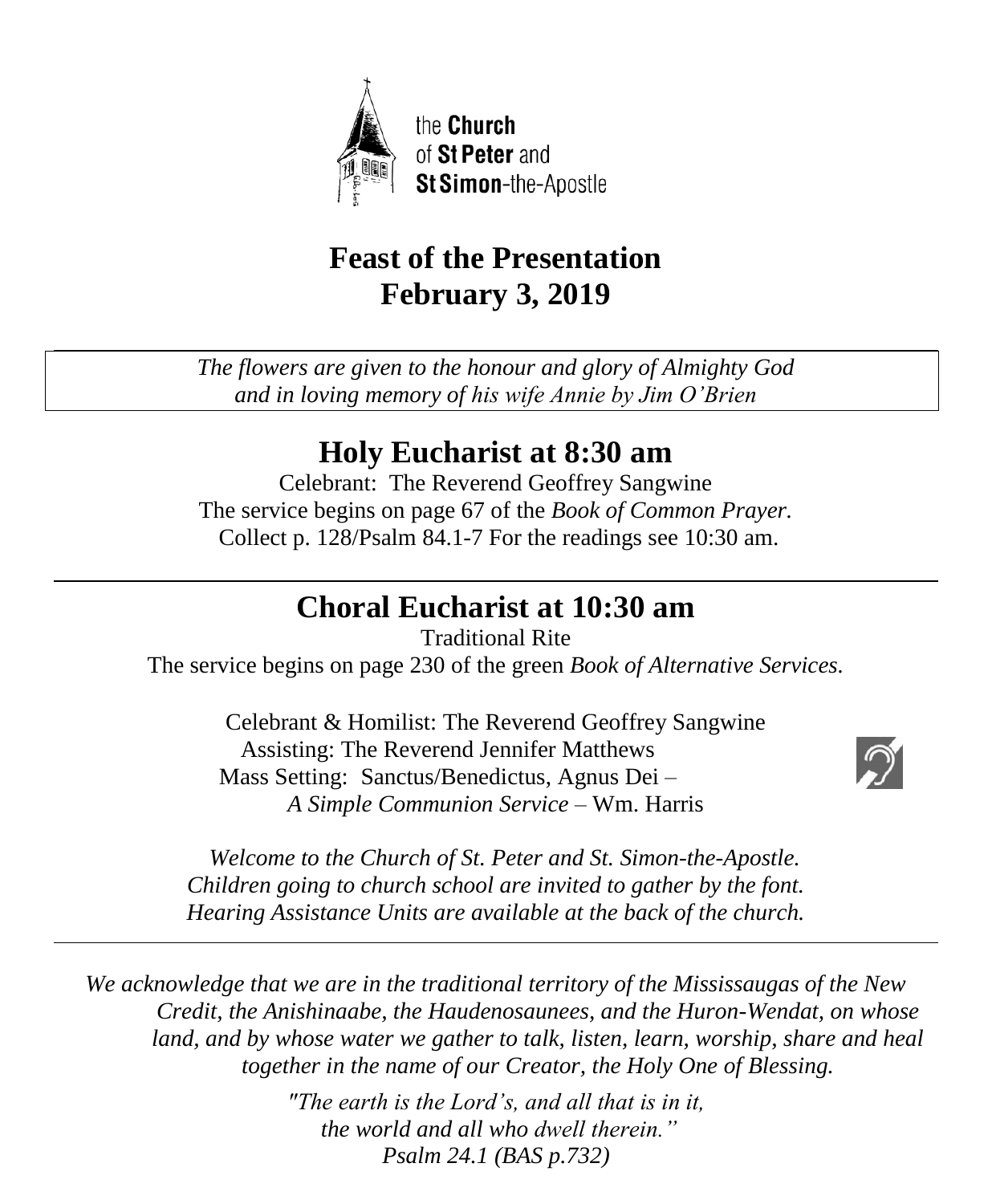the **Church** of **St Peter** and **St Simon**-the-Apostle

# Feast of the Presentation
# February 3, 2019

*The flowers are given to the honour and glory of Almighty God and in loving memory of his wife Annie by Jim O'Brien*

## Holy Eucharist at 8:30 am

Celebrant: The Reverend Geoffrey Sangwine
The service begins on page 67 of the *Book of Common Prayer.*
Collect p. 128/Psalm 84.1-7 For the readings see 10:30 am.

## Choral Eucharist at 10:30 am

Traditional Rite
The service begins on page 230 of the green *Book of Alternative Services.*

Celebrant & Homilist: The Reverend Geoffrey Sangwine
Assisting: The Reverend Jennifer Matthews
Mass Setting: Sanctus/Benedictus, Agnus Dei – *A Simple Communion Service* – Wm. Harris

*Welcome to the Church of St. Peter and St. Simon-the-Apostle.*
*Children going to church school are invited to gather by the font.*
*Hearing Assistance Units are available at the back of the church.*

*We acknowledge that we are in the traditional territory of the Mississaugas of the New Credit, the Anishinaabe, the Haudenosaunees, and the Huron-Wendat, on whose land, and by whose water we gather to talk, listen, learn, worship, share and heal together in the name of our Creator, the Holy One of Blessing.*

*"The earth is the Lord's, and all that is in it,*
*the world and all who dwell therein."*
*Psalm 24.1 (BAS p.732)*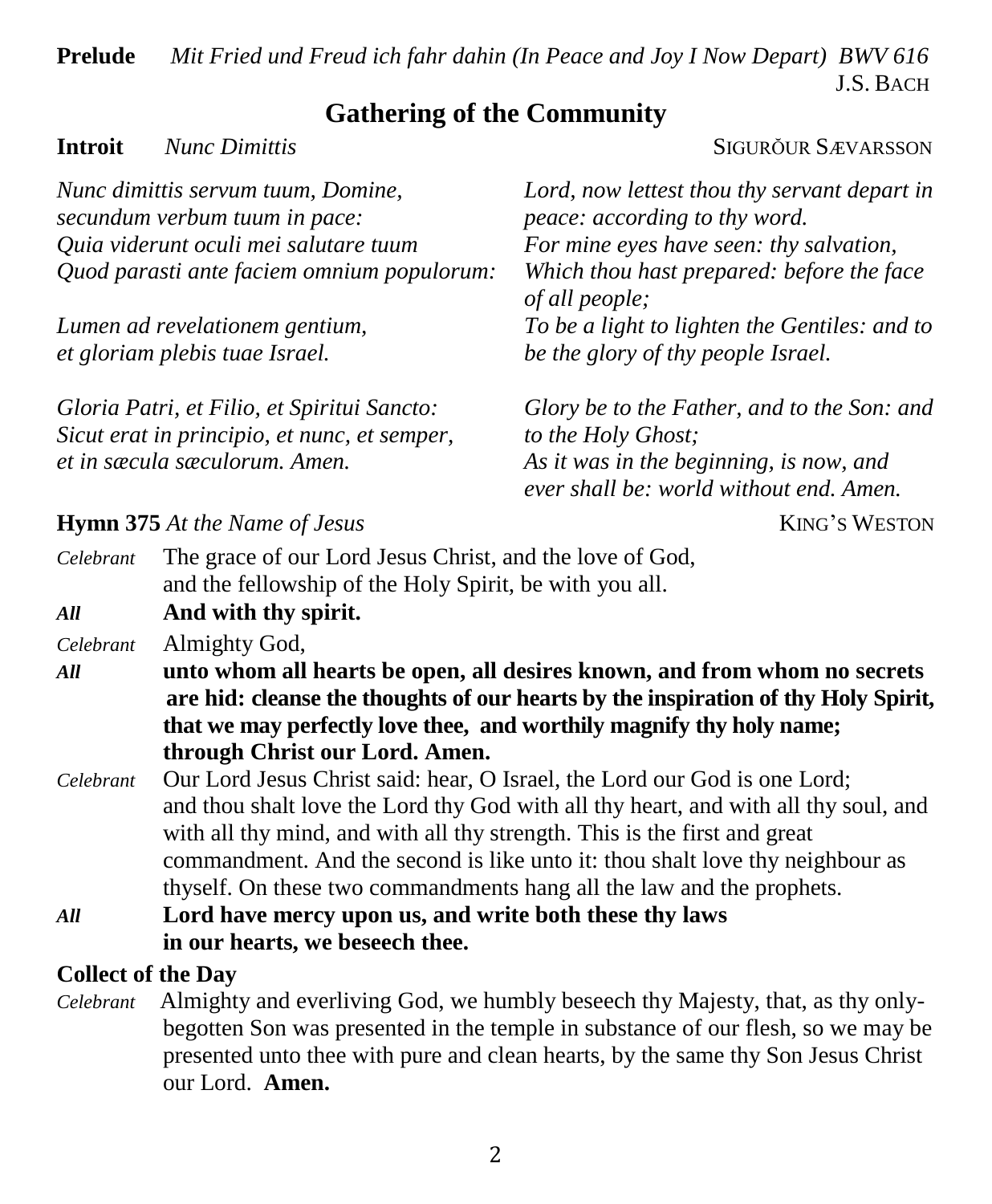**Prelude** *Mit Fried und Freud ich fahr dahin (In Peace and Joy I Now Depart) BWV 616*
J.S. BACH

## Gathering of the Community

**Introit** *Nunc Dimittis* SIGURŎUR SÆVARSSON

| | |
|---|---|
| *Nunc dimittis servum tuum, Domine, secundum verbum tuum in pace: Quia viderunt oculi mei salutare tuum Quod parasti ante faciem omnium populorum:* | *Lord, now lettest thou thy servant depart in peace: according to thy word. For mine eyes have seen: thy salvation, Which thou hast prepared: before the face of all people;* |
| *Lumen ad revelationem gentium, et gloriam plebis tuae Israel.* | *To be a light to lighten the Gentiles: and to be the glory of thy people Israel.* |
| *Gloria Patri, et Filio, et Spiritui Sancto: Sicut erat in principio, et nunc, et semper, et in sæcula sæculorum. Amen.* | *Glory be to the Father, and to the Son: and to the Holy Ghost; As it was in the beginning, is now, and ever shall be: world without end. Amen.* |

**Hymn 375** *At the Name of Jesus* KING'S WESTON

*Celebrant* The grace of our Lord Jesus Christ, and the love of God, and the fellowship of the Holy Spirit, be with you all.

***All*** **And with thy spirit.**

*Celebrant* Almighty God,

***All*** **unto whom all hearts be open, all desires known, and from whom no secrets are hid: cleanse the thoughts of our hearts by the inspiration of thy Holy Spirit, that we may perfectly love thee, and worthily magnify thy holy name; through Christ our Lord. Amen.**

*Celebrant* Our Lord Jesus Christ said: hear, O Israel, the Lord our God is one Lord; and thou shalt love the Lord thy God with all thy heart, and with all thy soul, and with all thy mind, and with all thy strength. This is the first and great commandment. And the second is like unto it: thou shalt love thy neighbour as thyself. On these two commandments hang all the law and the prophets.

***All*** **Lord have mercy upon us, and write both these thy laws in our hearts, we beseech thee.**

**Collect of the Day**

*Celebrant* Almighty and everliving God, we humbly beseech thy Majesty, that, as thy only-begotten Son was presented in the temple in substance of our flesh, so we may be presented unto thee with pure and clean hearts, by the same thy Son Jesus Christ our Lord. **Amen.**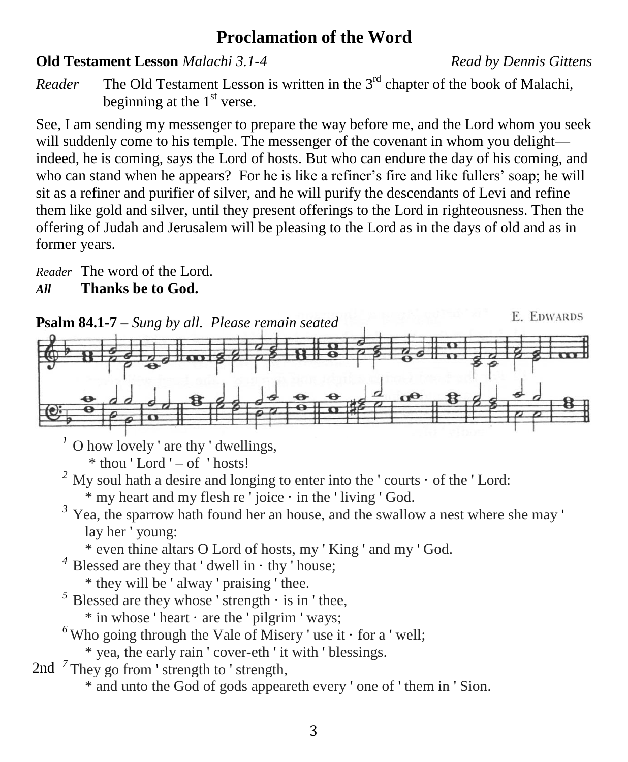# Proclamation of the Word

**Old Testament Lesson** *Malachi 3.1-4* *Read by Dennis Gittens*

*Reader* The Old Testament Lesson is written in the 3rd chapter of the book of Malachi, beginning at the 1st verse.

See, I am sending my messenger to prepare the way before me, and the Lord whom you seek will suddenly come to his temple. The messenger of the covenant in whom you delight—indeed, he is coming, says the Lord of hosts. But who can endure the day of his coming, and who can stand when he appears? For he is like a refiner's fire and like fullers' soap; he will sit as a refiner and purifier of silver, and he will purify the descendants of Levi and refine them like gold and silver, until they present offerings to the Lord in righteousness. Then the offering of Judah and Jerusalem will be pleasing to the Lord as in the days of old and as in former years.

*Reader* The word of the Lord.
***All*** **Thanks be to God.**

**Psalm 84.1-7 –** *Sung by all. Please remain seated*

E. EDWARDS

1 O how lovely ' are thy ' dwellings,
  * thou ' Lord ' – of ' hosts!

2 My soul hath a desire and longing to enter into the ' courts · of the ' Lord:
  * my heart and my flesh re ' joice · in the ' living ' God.

3 Yea, the sparrow hath found her an house, and the swallow a nest where she may ' lay her ' young:
  * even thine altars O Lord of hosts, my ' King ' and my ' God.

4 Blessed are they that ' dwell in · thy ' house;
  * they will be ' alway ' praising ' thee.

5 Blessed are they whose ' strength · is in ' thee,
  * in whose ' heart · are the ' pilgrim ' ways;

6 Who going through the Vale of Misery ' use it · for a ' well;
  * yea, the early rain ' cover-eth ' it with ' blessings.

2nd 7 They go from ' strength to ' strength,
  * and unto the God of gods appeareth every ' one of ' them in ' Sion.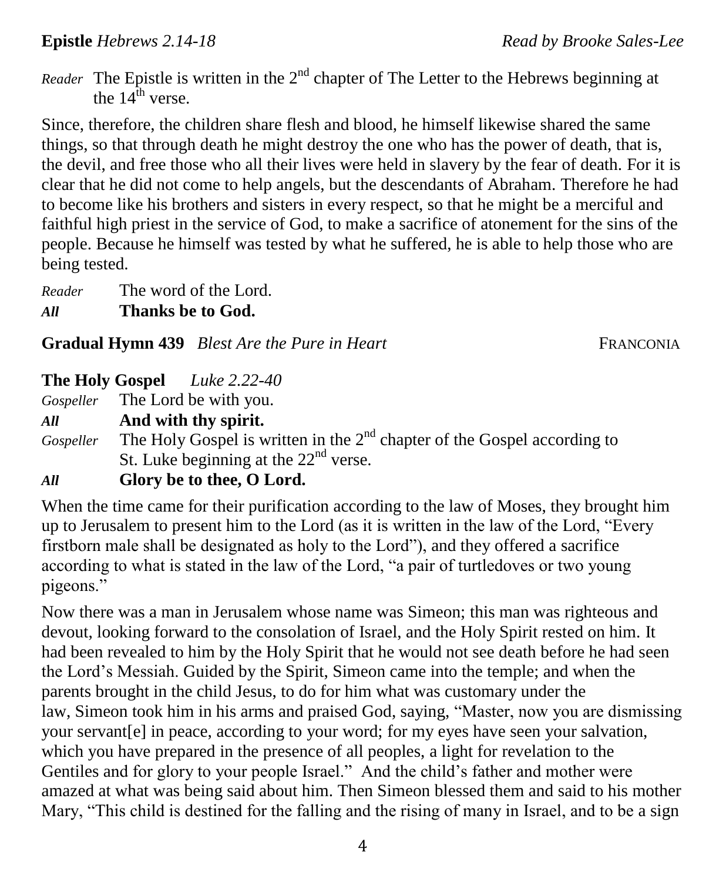**Epistle** *Hebrews 2.14-18* *Read by Brooke Sales-Lee*

*Reader* The Epistle is written in the 2nd chapter of The Letter to the Hebrews beginning at the 14th verse.

Since, therefore, the children share flesh and blood, he himself likewise shared the same things, so that through death he might destroy the one who has the power of death, that is, the devil, and free those who all their lives were held in slavery by the fear of death. For it is clear that he did not come to help angels, but the descendants of Abraham. Therefore he had to become like his brothers and sisters in every respect, so that he might be a merciful and faithful high priest in the service of God, to make a sacrifice of atonement for the sins of the people. Because he himself was tested by what he suffered, he is able to help those who are being tested.

*Reader* The word of the Lord.
***All*** **Thanks be to God.**

**Gradual Hymn 439** *Blest Are the Pure in Heart* FRANCONIA

**The Holy Gospel** *Luke 2.22-40*

*Gospeller* The Lord be with you.
***All*** **And with thy spirit.**
*Gospeller* The Holy Gospel is written in the 2nd chapter of the Gospel according to St. Luke beginning at the 22nd verse.
***All*** **Glory be to thee, O Lord.**

When the time came for their purification according to the law of Moses, they brought him up to Jerusalem to present him to the Lord (as it is written in the law of the Lord, "Every firstborn male shall be designated as holy to the Lord"), and they offered a sacrifice according to what is stated in the law of the Lord, "a pair of turtledoves or two young pigeons."

Now there was a man in Jerusalem whose name was Simeon; this man was righteous and devout, looking forward to the consolation of Israel, and the Holy Spirit rested on him. It had been revealed to him by the Holy Spirit that he would not see death before he had seen the Lord's Messiah. Guided by the Spirit, Simeon came into the temple; and when the parents brought in the child Jesus, to do for him what was customary under the law, Simeon took him in his arms and praised God, saying, "Master, now you are dismissing your servant[e] in peace, according to your word; for my eyes have seen your salvation, which you have prepared in the presence of all peoples, a light for revelation to the Gentiles and for glory to your people Israel." And the child's father and mother were amazed at what was being said about him. Then Simeon blessed them and said to his mother Mary, "This child is destined for the falling and the rising of many in Israel, and to be a sign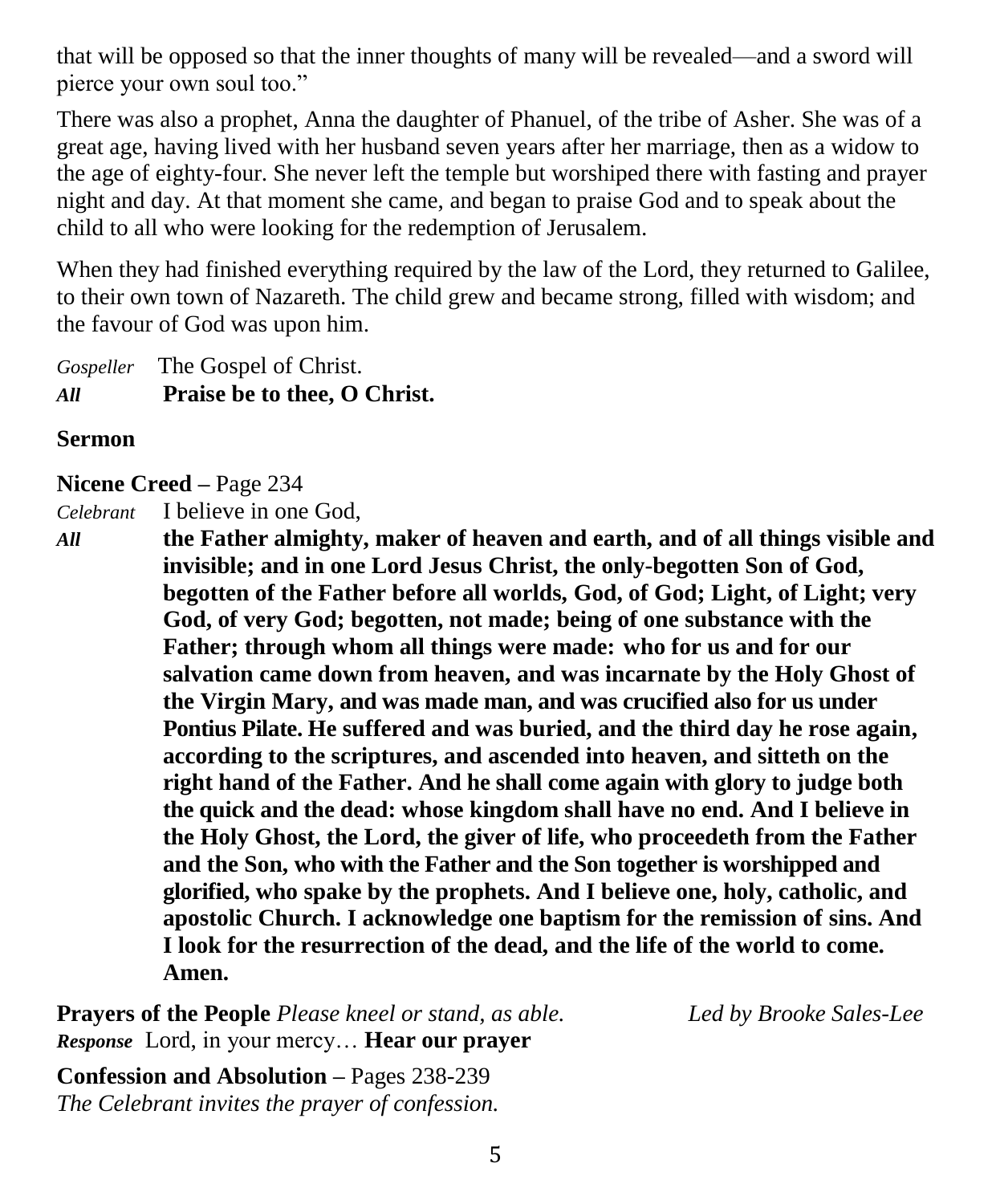that will be opposed so that the inner thoughts of many will be revealed—and a sword will pierce your own soul too."

There was also a prophet, Anna the daughter of Phanuel, of the tribe of Asher. She was of a great age, having lived with her husband seven years after her marriage, then as a widow to the age of eighty-four. She never left the temple but worshiped there with fasting and prayer night and day. At that moment she came, and began to praise God and to speak about the child to all who were looking for the redemption of Jerusalem.

When they had finished everything required by the law of the Lord, they returned to Galilee, to their own town of Nazareth. The child grew and became strong, filled with wisdom; and the favour of God was upon him.

*Gospeller* The Gospel of Christ.
***All*** **Praise be to thee, O Christ.**

**Sermon**

**Nicene Creed –** Page 234

*Celebrant* I believe in one God,

***All*** **the Father almighty, maker of heaven and earth, and of all things visible and invisible; and in one Lord Jesus Christ, the only-begotten Son of God, begotten of the Father before all worlds, God, of God; Light, of Light; very God, of very God; begotten, not made; being of one substance with the Father; through whom all things were made: who for us and for our salvation came down from heaven, and was incarnate by the Holy Ghost of the Virgin Mary, and was made man, and was crucified also for us under Pontius Pilate. He suffered and was buried, and the third day he rose again, according to the scriptures, and ascended into heaven, and sitteth on the right hand of the Father. And he shall come again with glory to judge both the quick and the dead: whose kingdom shall have no end. And I believe in the Holy Ghost, the Lord, the giver of life, who proceedeth from the Father and the Son, who with the Father and the Son together is worshipped and glorified, who spake by the prophets. And I believe one, holy, catholic, and apostolic Church. I acknowledge one baptism for the remission of sins. And I look for the resurrection of the dead, and the life of the world to come. Amen.**

**Prayers of the People** *Please kneel or stand, as able.* *Led by Brooke Sales-Lee*
***Response*** Lord, in your mercy… **Hear our prayer**

**Confession and Absolution –** Pages 238-239
*The Celebrant invites the prayer of confession.*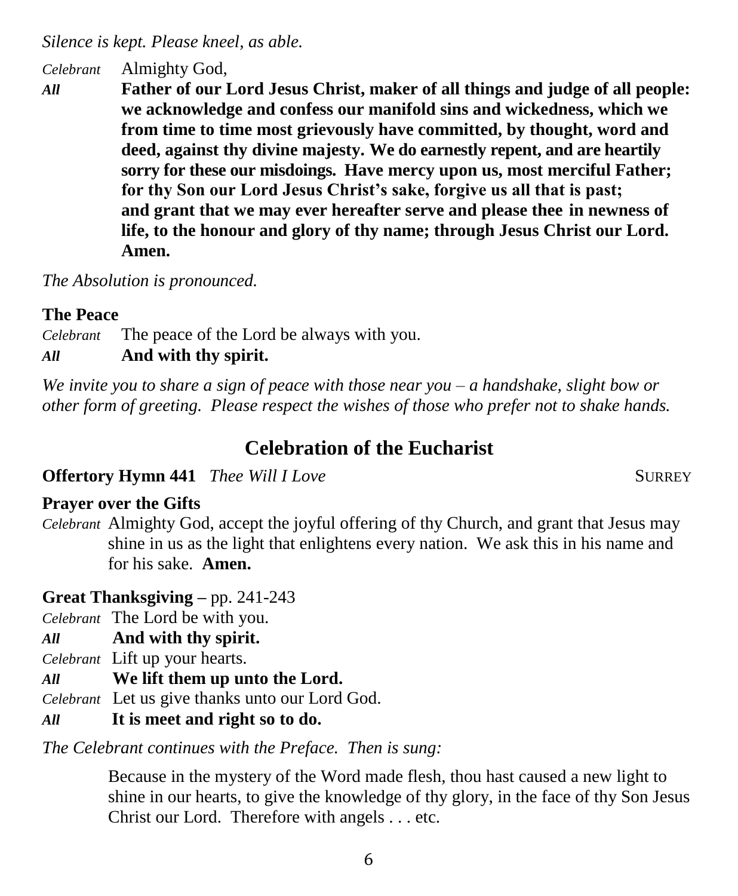*Silence is kept. Please kneel, as able.*

*Celebrant* Almighty God,

***All*** **Father of our Lord Jesus Christ, maker of all things and judge of all people: we acknowledge and confess our manifold sins and wickedness, which we from time to time most grievously have committed, by thought, word and deed, against thy divine majesty. We do earnestly repent, and are heartily sorry for these our misdoings. Have mercy upon us, most merciful Father; for thy Son our Lord Jesus Christ's sake, forgive us all that is past; and grant that we may ever hereafter serve and please thee in newness of life, to the honour and glory of thy name; through Jesus Christ our Lord. Amen.**

*The Absolution is pronounced.*

**The Peace**

*Celebrant* The peace of the Lord be always with you.

***All*** **And with thy spirit.**

*We invite you to share a sign of peace with those near you – a handshake, slight bow or other form of greeting. Please respect the wishes of those who prefer not to shake hands.*

## Celebration of the Eucharist

**Offertory Hymn 441** *Thee Will I Love* SURREY

**Prayer over the Gifts**

*Celebrant* Almighty God, accept the joyful offering of thy Church, and grant that Jesus may shine in us as the light that enlightens every nation. We ask this in his name and for his sake. **Amen.**

**Great Thanksgiving –** pp. 241-243

*Celebrant* The Lord be with you.

***All*** **And with thy spirit.**

*Celebrant* Lift up your hearts.

***All*** **We lift them up unto the Lord.**

*Celebrant* Let us give thanks unto our Lord God.

***All*** **It is meet and right so to do.**

*The Celebrant continues with the Preface. Then is sung:*

Because in the mystery of the Word made flesh, thou hast caused a new light to shine in our hearts, to give the knowledge of thy glory, in the face of thy Son Jesus Christ our Lord. Therefore with angels . . . etc.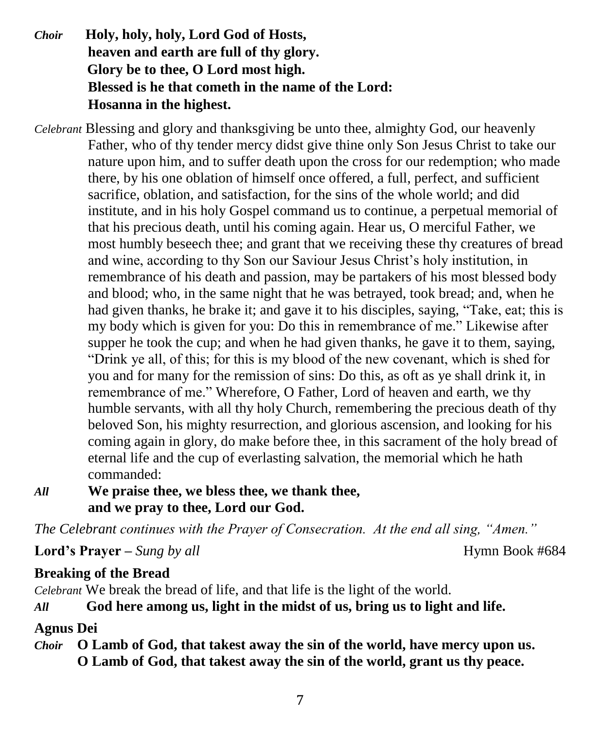*Choir* **Holy, holy, holy, Lord God of Hosts,
heaven and earth are full of thy glory.
Glory be to thee, O Lord most high.
Blessed is he that cometh in the name of the Lord:
Hosanna in the highest.**

*Celebrant* Blessing and glory and thanksgiving be unto thee, almighty God, our heavenly Father, who of thy tender mercy didst give thine only Son Jesus Christ to take our nature upon him, and to suffer death upon the cross for our redemption; who made there, by his one oblation of himself once offered, a full, perfect, and sufficient sacrifice, oblation, and satisfaction, for the sins of the whole world; and did institute, and in his holy Gospel command us to continue, a perpetual memorial of that his precious death, until his coming again. Hear us, O merciful Father, we most humbly beseech thee; and grant that we receiving these thy creatures of bread and wine, according to thy Son our Saviour Jesus Christ's holy institution, in remembrance of his death and passion, may be partakers of his most blessed body and blood; who, in the same night that he was betrayed, took bread; and, when he had given thanks, he brake it; and gave it to his disciples, saying, "Take, eat; this is my body which is given for you: Do this in remembrance of me." Likewise after supper he took the cup; and when he had given thanks, he gave it to them, saying, "Drink ye all, of this; for this is my blood of the new covenant, which is shed for you and for many for the remission of sins: Do this, as oft as ye shall drink it, in remembrance of me." Wherefore, O Father, Lord of heaven and earth, we thy humble servants, with all thy holy Church, remembering the precious death of thy beloved Son, his mighty resurrection, and glorious ascension, and looking for his coming again in glory, do make before thee, in this sacrament of the holy bread of eternal life and the cup of everlasting salvation, the memorial which he hath commanded:

*All* **We praise thee, we bless thee, we thank thee,
and we pray to thee, Lord our God.**

*The Celebrant continues with the Prayer of Consecration. At the end all sing, "Amen."*

**Lord's Prayer –** *Sung by all* Hymn Book #684

**Breaking of the Bread**

*Celebrant* We break the bread of life, and that life is the light of the world.

*All* **God here among us, light in the midst of us, bring us to light and life.**

**Agnus Dei**

*Choir* **O Lamb of God, that takest away the sin of the world, have mercy upon us.
O Lamb of God, that takest away the sin of the world, grant us thy peace.**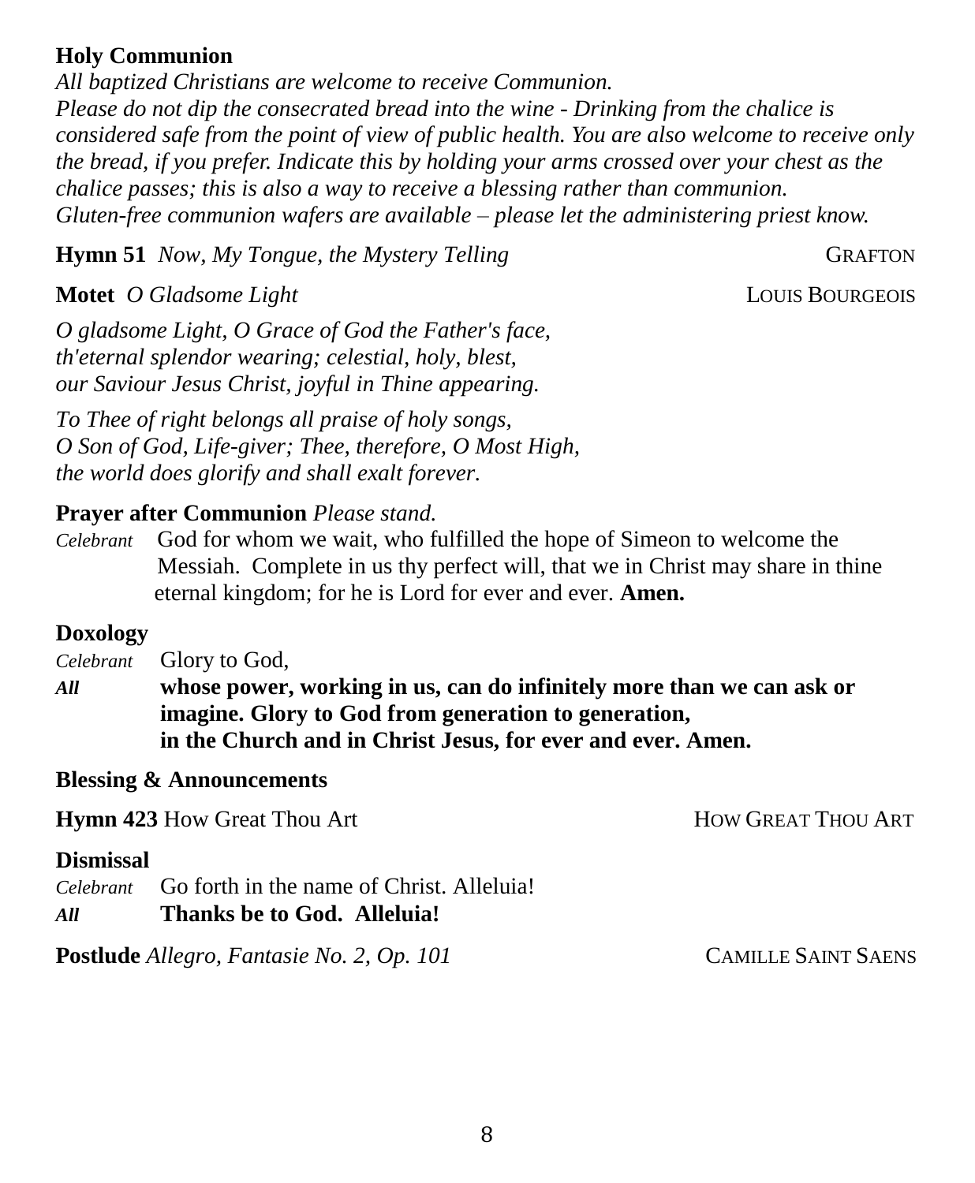**Holy Communion**

*All baptized Christians are welcome to receive Communion.*
*Please do not dip the consecrated bread into the wine - Drinking from the chalice is considered safe from the point of view of public health. You are also welcome to receive only the bread, if you prefer. Indicate this by holding your arms crossed over your chest as the chalice passes; this is also a way to receive a blessing rather than communion.*
*Gluten-free communion wafers are available – please let the administering priest know.*

**Hymn 51** *Now, My Tongue, the Mystery Telling* GRAFTON

**Motet** *O Gladsome Light* LOUIS BOURGEOIS

*O gladsome Light, O Grace of God the Father's face,*
*th'eternal splendor wearing; celestial, holy, blest,*
*our Saviour Jesus Christ, joyful in Thine appearing.*

*To Thee of right belongs all praise of holy songs,*
*O Son of God, Life-giver; Thee, therefore, O Most High,*
*the world does glorify and shall exalt forever.*

**Prayer after Communion** *Please stand.*

*Celebrant* God for whom we wait, who fulfilled the hope of Simeon to welcome the Messiah. Complete in us thy perfect will, that we in Christ may share in thine eternal kingdom; for he is Lord for ever and ever. **Amen.**

**Doxology**

*Celebrant* Glory to God,
***All*** **whose power, working in us, can do infinitely more than we can ask or imagine. Glory to God from generation to generation, in the Church and in Christ Jesus, for ever and ever. Amen.**

**Blessing & Announcements**

**Hymn 423** How Great Thou Art HOW GREAT THOU ART

**Dismissal**

*Celebrant* Go forth in the name of Christ. Alleluia!
***All*** **Thanks be to God. Alleluia!**

**Postlude** *Allegro, Fantasie No. 2, Op. 101* CAMILLE SAINT SAENS